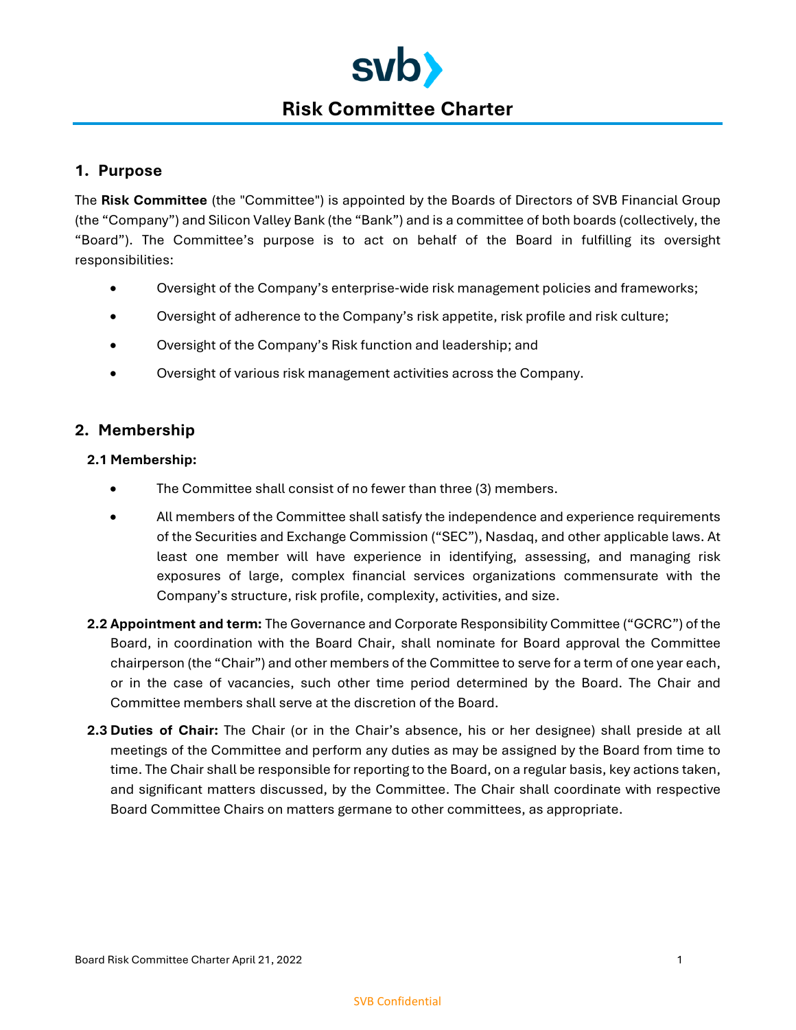# Risk Committee Charter

## 1. Purpose

The **Risk Committee** (the "Committee") is appointed by the Boards of Directors of SVB Financial Group (the "Company") and Silicon Valley Bank (the "Bank") and is a committee of both boards (collectively, the "Board"). The Committee's purpose is to act on behalf of the Board in fulfilling its oversight responsibilities:

- Oversight of the Company's enterprise-wide risk management policies and frameworks;
- Oversight of adherence to the Company's risk appetite, risk profile and risk culture;
- Oversight of the Company's Risk function and leadership; and
- Oversight of various risk management activities across the Company.

## 2. Membership

### 2.1 Membership:

- The Committee shall consist of no fewer than three (3) members.
- All members of the Committee shall satisfy the independence and experience requirements of the Securities and Exchange Commission ("SEC"), Nasdaq, and other applicable laws. At least one member will have experience in identifying, assessing, and managing risk exposures of large, complex financial services organizations commensurate with the Company's structure, risk profile, complexity, activities, and size.

**2.2 Appointment and term:** The Governance and Corporate Responsibility Committee ("GCRC") of the Board, in coordination with the Board Chair, shall nominate for Board approval the Committee chairperson (the "Chair") and other members of the Committee to serve for a term of one year each, or in the case of vacancies, such other time period determined by the Board. The Chair and Committee members shall serve at the discretion of the Board.

**2.3 Duties of Chair:** The Chair (or in the Chair's absence, his or her designee) shall preside at all meetings of the Committee and perform any duties as may be assigned by the Board from time to time. The Chair shall be responsible for reporting to the Board, on a regular basis, key actions taken, and significant matters discussed, by the Committee. The Chair shall coordinate with respective Board Committee Chairs on matters germane to other committees, as appropriate.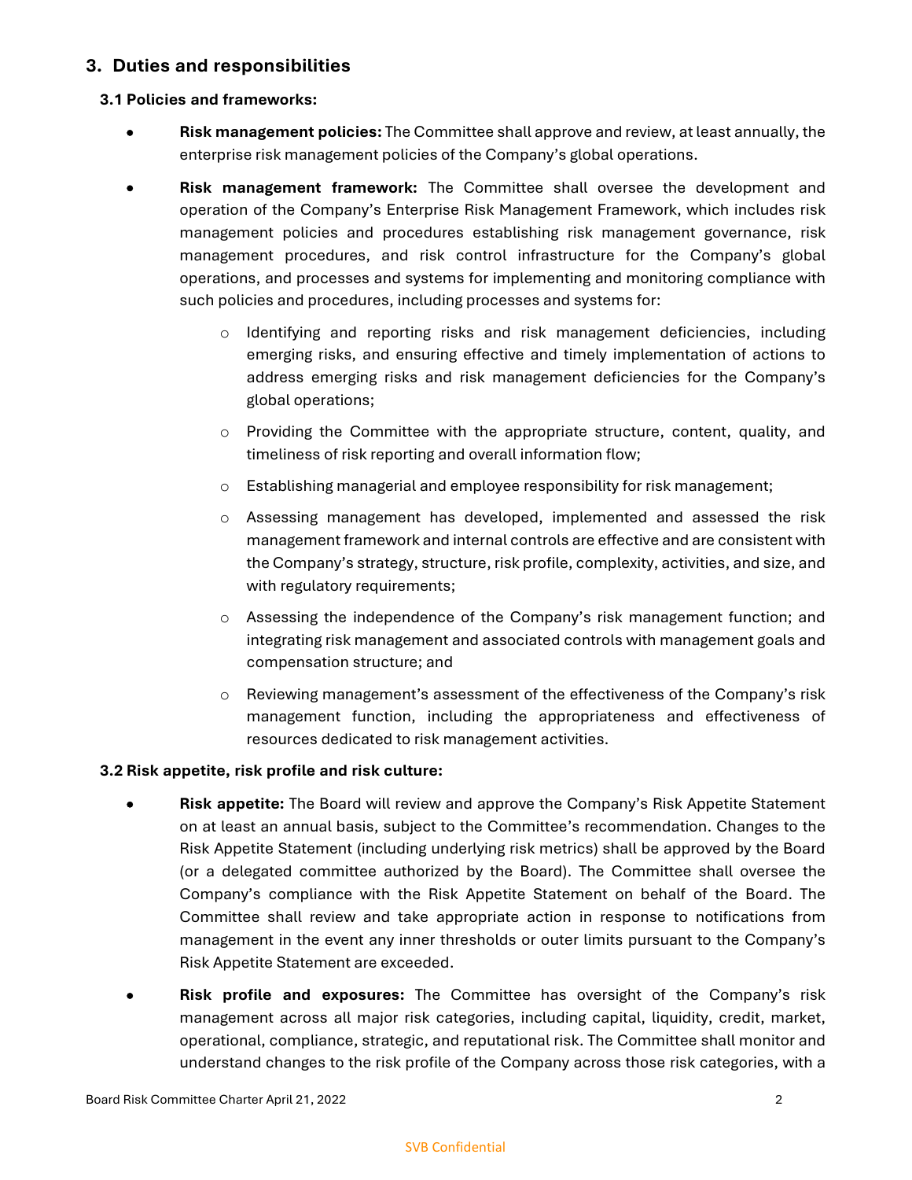## 3. Duties and responsibilities

### 3.1 Policies and frameworks:

- **Risk management policies:** The Committee shall approve and review, at least annually, the enterprise risk management policies of the Company's global operations.
- **Risk management framework:** The Committee shall oversee the development and operation of the Company's Enterprise Risk Management Framework, which includes risk management policies and procedures establishing risk management governance, risk management procedures, and risk control infrastructure for the Company's global operations, and processes and systems for implementing and monitoring compliance with such policies and procedures, including processes and systems for:
  - Identifying and reporting risks and risk management deficiencies, including emerging risks, and ensuring effective and timely implementation of actions to address emerging risks and risk management deficiencies for the Company's global operations;
  - Providing the Committee with the appropriate structure, content, quality, and timeliness of risk reporting and overall information flow;
  - Establishing managerial and employee responsibility for risk management;
  - Assessing management has developed, implemented and assessed the risk management framework and internal controls are effective and are consistent with the Company's strategy, structure, risk profile, complexity, activities, and size, and with regulatory requirements;
  - Assessing the independence of the Company's risk management function; and integrating risk management and associated controls with management goals and compensation structure; and
  - Reviewing management's assessment of the effectiveness of the Company's risk management function, including the appropriateness and effectiveness of resources dedicated to risk management activities.

### 3.2 Risk appetite, risk profile and risk culture:

- **Risk appetite:** The Board will review and approve the Company's Risk Appetite Statement on at least an annual basis, subject to the Committee's recommendation. Changes to the Risk Appetite Statement (including underlying risk metrics) shall be approved by the Board (or a delegated committee authorized by the Board). The Committee shall oversee the Company's compliance with the Risk Appetite Statement on behalf of the Board. The Committee shall review and take appropriate action in response to notifications from management in the event any inner thresholds or outer limits pursuant to the Company's Risk Appetite Statement are exceeded.
- **Risk profile and exposures:** The Committee has oversight of the Company's risk management across all major risk categories, including capital, liquidity, credit, market, operational, compliance, strategic, and reputational risk. The Committee shall monitor and understand changes to the risk profile of the Company across those risk categories, with a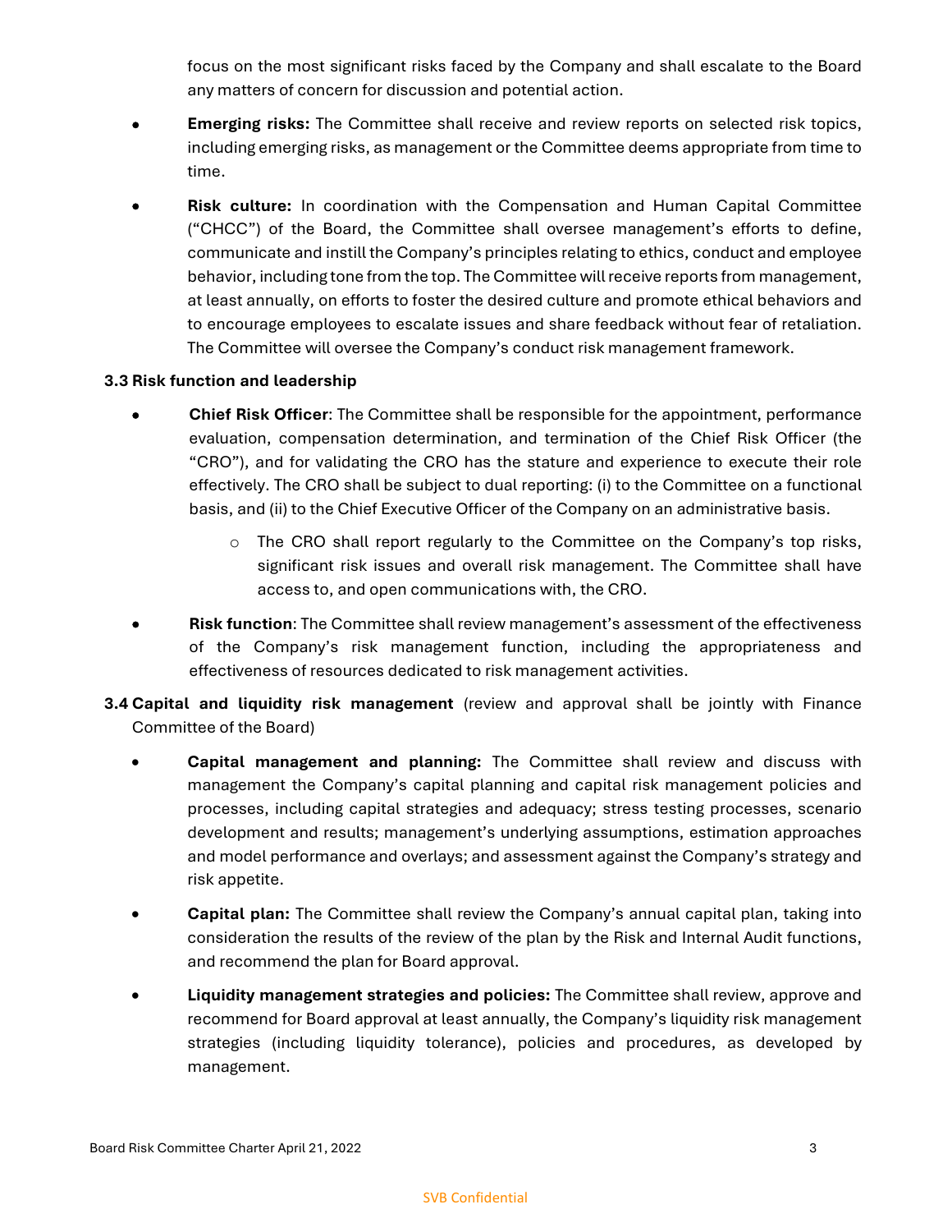focus on the most significant risks faced by the Company and shall escalate to the Board any matters of concern for discussion and potential action.

- **Emerging risks:** The Committee shall receive and review reports on selected risk topics, including emerging risks, as management or the Committee deems appropriate from time to time.
- **Risk culture:** In coordination with the Compensation and Human Capital Committee ("CHCC") of the Board, the Committee shall oversee management's efforts to define, communicate and instill the Company's principles relating to ethics, conduct and employee behavior, including tone from the top. The Committee will receive reports from management, at least annually, on efforts to foster the desired culture and promote ethical behaviors and to encourage employees to escalate issues and share feedback without fear of retaliation. The Committee will oversee the Company's conduct risk management framework.

**3.3 Risk function and leadership**

- **Chief Risk Officer**: The Committee shall be responsible for the appointment, performance evaluation, compensation determination, and termination of the Chief Risk Officer (the "CRO"), and for validating the CRO has the stature and experience to execute their role effectively. The CRO shall be subject to dual reporting: (i) to the Committee on a functional basis, and (ii) to the Chief Executive Officer of the Company on an administrative basis.
  - The CRO shall report regularly to the Committee on the Company's top risks, significant risk issues and overall risk management. The Committee shall have access to, and open communications with, the CRO.
- **Risk function**: The Committee shall review management's assessment of the effectiveness of the Company's risk management function, including the appropriateness and effectiveness of resources dedicated to risk management activities.

**3.4 Capital and liquidity risk management** (review and approval shall be jointly with Finance Committee of the Board)

- **Capital management and planning:** The Committee shall review and discuss with management the Company's capital planning and capital risk management policies and processes, including capital strategies and adequacy; stress testing processes, scenario development and results; management's underlying assumptions, estimation approaches and model performance and overlays; and assessment against the Company's strategy and risk appetite.
- **Capital plan:** The Committee shall review the Company's annual capital plan, taking into consideration the results of the review of the plan by the Risk and Internal Audit functions, and recommend the plan for Board approval.
- **Liquidity management strategies and policies:** The Committee shall review, approve and recommend for Board approval at least annually, the Company's liquidity risk management strategies (including liquidity tolerance), policies and procedures, as developed by management.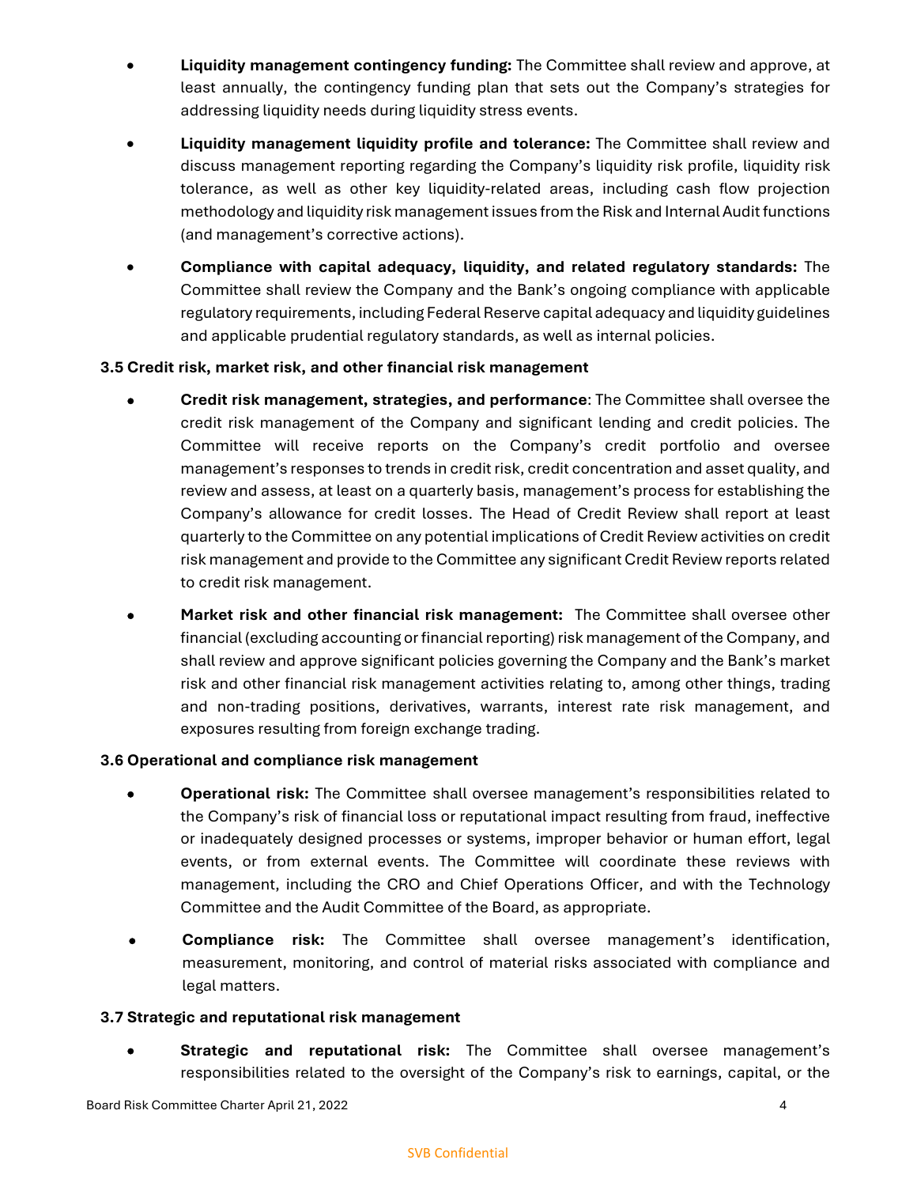- **Liquidity management contingency funding:** The Committee shall review and approve, at least annually, the contingency funding plan that sets out the Company's strategies for addressing liquidity needs during liquidity stress events.
- **Liquidity management liquidity profile and tolerance:** The Committee shall review and discuss management reporting regarding the Company's liquidity risk profile, liquidity risk tolerance, as well as other key liquidity-related areas, including cash flow projection methodology and liquidity risk management issues from the Risk and Internal Audit functions (and management's corrective actions).
- **Compliance with capital adequacy, liquidity, and related regulatory standards:** The Committee shall review the Company and the Bank's ongoing compliance with applicable regulatory requirements, including Federal Reserve capital adequacy and liquidity guidelines and applicable prudential regulatory standards, as well as internal policies.

### 3.5 Credit risk, market risk, and other financial risk management

- **Credit risk management, strategies, and performance**: The Committee shall oversee the credit risk management of the Company and significant lending and credit policies. The Committee will receive reports on the Company's credit portfolio and oversee management's responses to trends in credit risk, credit concentration and asset quality, and review and assess, at least on a quarterly basis, management's process for establishing the Company's allowance for credit losses. The Head of Credit Review shall report at least quarterly to the Committee on any potential implications of Credit Review activities on credit risk management and provide to the Committee any significant Credit Review reports related to credit risk management.
- **Market risk and other financial risk management:** The Committee shall oversee other financial (excluding accounting or financial reporting) risk management of the Company, and shall review and approve significant policies governing the Company and the Bank's market risk and other financial risk management activities relating to, among other things, trading and non-trading positions, derivatives, warrants, interest rate risk management, and exposures resulting from foreign exchange trading.

### 3.6 Operational and compliance risk management

- **Operational risk:** The Committee shall oversee management's responsibilities related to the Company's risk of financial loss or reputational impact resulting from fraud, ineffective or inadequately designed processes or systems, improper behavior or human effort, legal events, or from external events. The Committee will coordinate these reviews with management, including the CRO and Chief Operations Officer, and with the Technology Committee and the Audit Committee of the Board, as appropriate.
- **Compliance risk:** The Committee shall oversee management's identification, measurement, monitoring, and control of material risks associated with compliance and legal matters.

### 3.7 Strategic and reputational risk management

- **Strategic and reputational risk:** The Committee shall oversee management's responsibilities related to the oversight of the Company's risk to earnings, capital, or the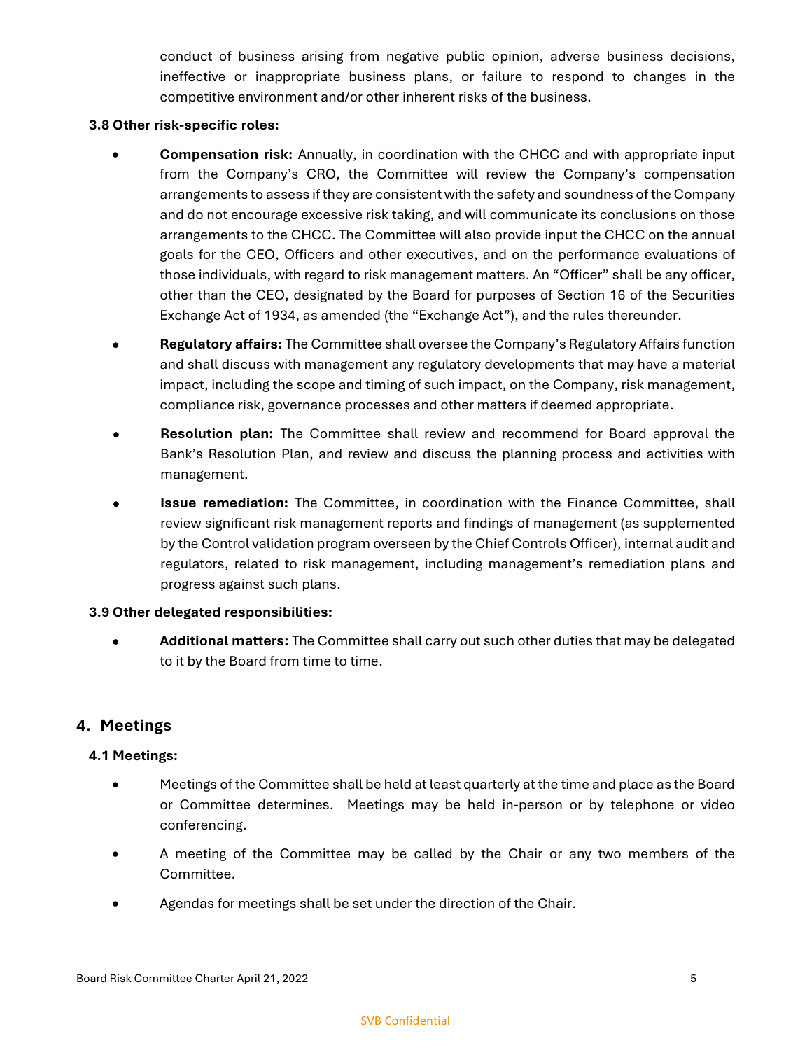conduct of business arising from negative public opinion, adverse business decisions, ineffective or inappropriate business plans, or failure to respond to changes in the competitive environment and/or other inherent risks of the business.

### 3.8 Other risk-specific roles:

- **Compensation risk:** Annually, in coordination with the CHCC and with appropriate input from the Company's CRO, the Committee will review the Company's compensation arrangements to assess if they are consistent with the safety and soundness of the Company and do not encourage excessive risk taking, and will communicate its conclusions on those arrangements to the CHCC. The Committee will also provide input the CHCC on the annual goals for the CEO, Officers and other executives, and on the performance evaluations of those individuals, with regard to risk management matters. An "Officer" shall be any officer, other than the CEO, designated by the Board for purposes of Section 16 of the Securities Exchange Act of 1934, as amended (the "Exchange Act"), and the rules thereunder.
- **Regulatory affairs:** The Committee shall oversee the Company's Regulatory Affairs function and shall discuss with management any regulatory developments that may have a material impact, including the scope and timing of such impact, on the Company, risk management, compliance risk, governance processes and other matters if deemed appropriate.
- **Resolution plan:** The Committee shall review and recommend for Board approval the Bank's Resolution Plan, and review and discuss the planning process and activities with management.
- **Issue remediation:** The Committee, in coordination with the Finance Committee, shall review significant risk management reports and findings of management (as supplemented by the Control validation program overseen by the Chief Controls Officer), internal audit and regulators, related to risk management, including management's remediation plans and progress against such plans.

### 3.9 Other delegated responsibilities:

- **Additional matters:** The Committee shall carry out such other duties that may be delegated to it by the Board from time to time.

## 4. Meetings

### 4.1 Meetings:

- Meetings of the Committee shall be held at least quarterly at the time and place as the Board or Committee determines. Meetings may be held in-person or by telephone or video conferencing.
- A meeting of the Committee may be called by the Chair or any two members of the Committee.
- Agendas for meetings shall be set under the direction of the Chair.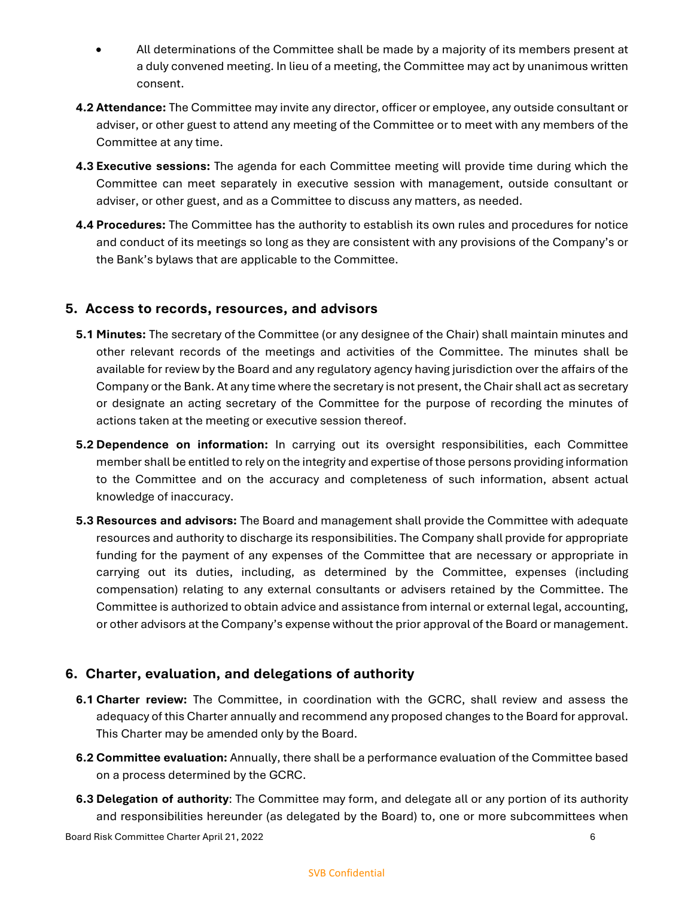- All determinations of the Committee shall be made by a majority of its members present at a duly convened meeting. In lieu of a meeting, the Committee may act by unanimous written consent.

**4.2 Attendance:** The Committee may invite any director, officer or employee, any outside consultant or adviser, or other guest to attend any meeting of the Committee or to meet with any members of the Committee at any time.

**4.3 Executive sessions:** The agenda for each Committee meeting will provide time during which the Committee can meet separately in executive session with management, outside consultant or adviser, or other guest, and as a Committee to discuss any matters, as needed.

**4.4 Procedures:** The Committee has the authority to establish its own rules and procedures for notice and conduct of its meetings so long as they are consistent with any provisions of the Company's or the Bank's bylaws that are applicable to the Committee.

## 5. Access to records, resources, and advisors

**5.1 Minutes:** The secretary of the Committee (or any designee of the Chair) shall maintain minutes and other relevant records of the meetings and activities of the Committee. The minutes shall be available for review by the Board and any regulatory agency having jurisdiction over the affairs of the Company or the Bank. At any time where the secretary is not present, the Chair shall act as secretary or designate an acting secretary of the Committee for the purpose of recording the minutes of actions taken at the meeting or executive session thereof.

**5.2 Dependence on information:** In carrying out its oversight responsibilities, each Committee member shall be entitled to rely on the integrity and expertise of those persons providing information to the Committee and on the accuracy and completeness of such information, absent actual knowledge of inaccuracy.

**5.3 Resources and advisors:** The Board and management shall provide the Committee with adequate resources and authority to discharge its responsibilities. The Company shall provide for appropriate funding for the payment of any expenses of the Committee that are necessary or appropriate in carrying out its duties, including, as determined by the Committee, expenses (including compensation) relating to any external consultants or advisers retained by the Committee. The Committee is authorized to obtain advice and assistance from internal or external legal, accounting, or other advisors at the Company's expense without the prior approval of the Board or management.

## 6. Charter, evaluation, and delegations of authority

**6.1 Charter review:** The Committee, in coordination with the GCRC, shall review and assess the adequacy of this Charter annually and recommend any proposed changes to the Board for approval. This Charter may be amended only by the Board.

**6.2 Committee evaluation:** Annually, there shall be a performance evaluation of the Committee based on a process determined by the GCRC.

**6.3 Delegation of authority**: The Committee may form, and delegate all or any portion of its authority and responsibilities hereunder (as delegated by the Board) to, one or more subcommittees when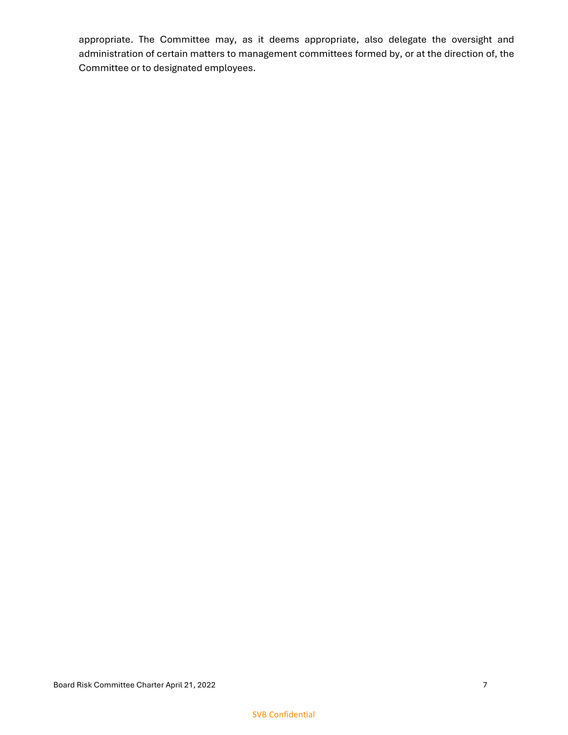appropriate. The Committee may, as it deems appropriate, also delegate the oversight and administration of certain matters to management committees formed by, or at the direction of, the Committee or to designated employees.